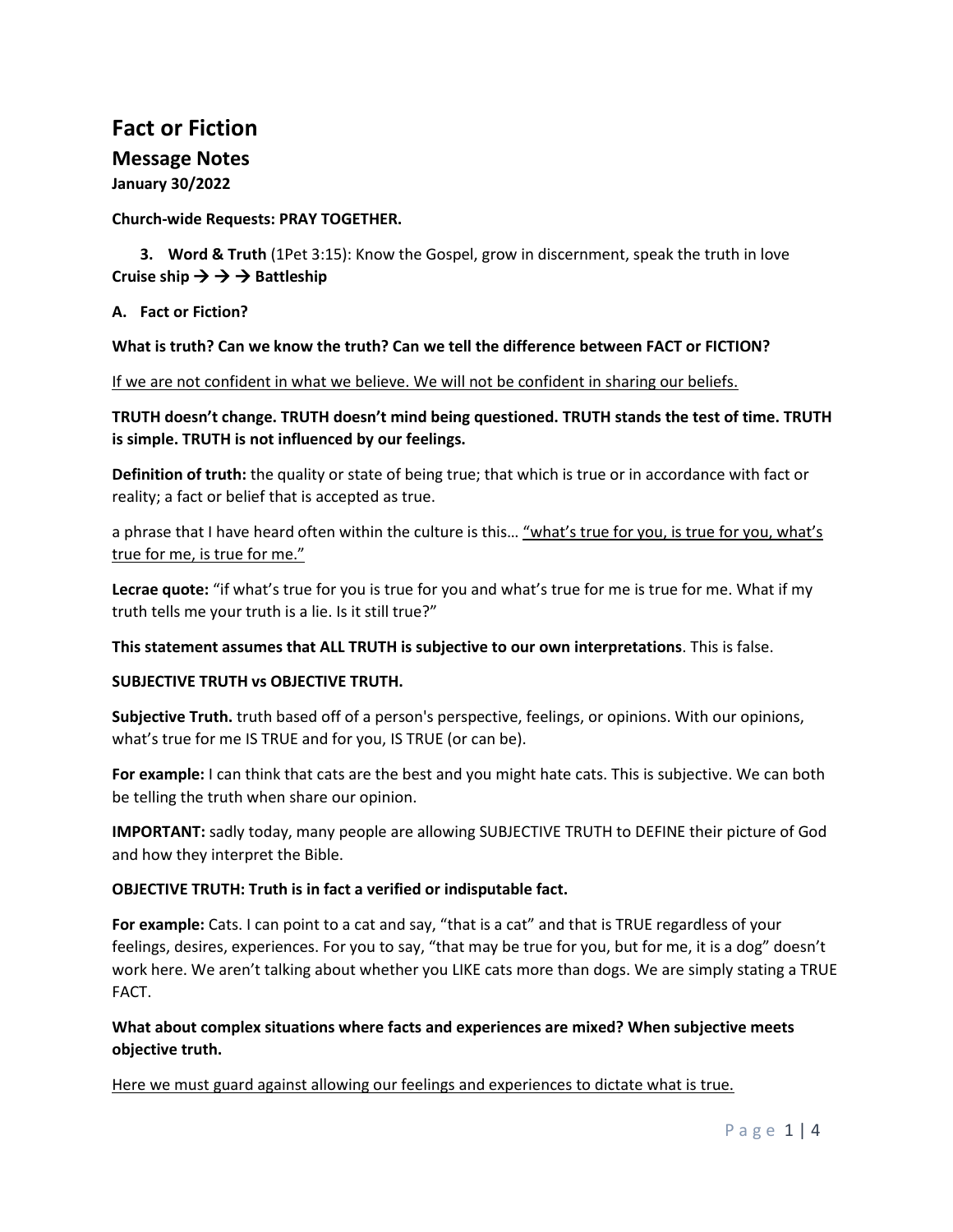# Fact or Fiction

## Message Notes

**January 30/2022**

**Church-wide Requests: PRAY TOGETHER.**

**3. Word & Truth** (1Pet 3:15): Know the Gospel, grow in discernment, speak the truth in love
**Cruise ship → → → Battleship**

**A. Fact or Fiction?**

**What is truth? Can we know the truth? Can we tell the difference between FACT or FICTION?**

<u>If we are not confident in what we believe. We will not be confident in sharing our beliefs.</u>

**TRUTH doesn't change. TRUTH doesn't mind being questioned. TRUTH stands the test of time. TRUTH is simple. TRUTH is not influenced by our feelings.**

**Definition of truth:** the quality or state of being true; that which is true or in accordance with fact or reality; a fact or belief that is accepted as true.

a phrase that I have heard often within the culture is this… <u>"what's true for you, is true for you, what's true for me, is true for me."</u>

**Lecrae quote:** "if what's true for you is true for you and what's true for me is true for me. What if my truth tells me your truth is a lie. Is it still true?"

**This statement assumes that ALL TRUTH is subjective to our own interpretations**. This is false.

**SUBJECTIVE TRUTH vs OBJECTIVE TRUTH.**

**Subjective Truth.** truth based off of a person's perspective, feelings, or opinions. With our opinions, what's true for me IS TRUE and for you, IS TRUE (or can be).

**For example:** I can think that cats are the best and you might hate cats. This is subjective. We can both be telling the truth when share our opinion.

**IMPORTANT:** sadly today, many people are allowing SUBJECTIVE TRUTH to DEFINE their picture of God and how they interpret the Bible.

**OBJECTIVE TRUTH: Truth is in fact a verified or indisputable fact.**

**For example:** Cats. I can point to a cat and say, "that is a cat" and that is TRUE regardless of your feelings, desires, experiences. For you to say, "that may be true for you, but for me, it is a dog" doesn't work here. We aren't talking about whether you LIKE cats more than dogs. We are simply stating a TRUE FACT.

**What about complex situations where facts and experiences are mixed? When subjective meets objective truth.**

<u>Here we must guard against allowing our feelings and experiences to dictate what is true.</u>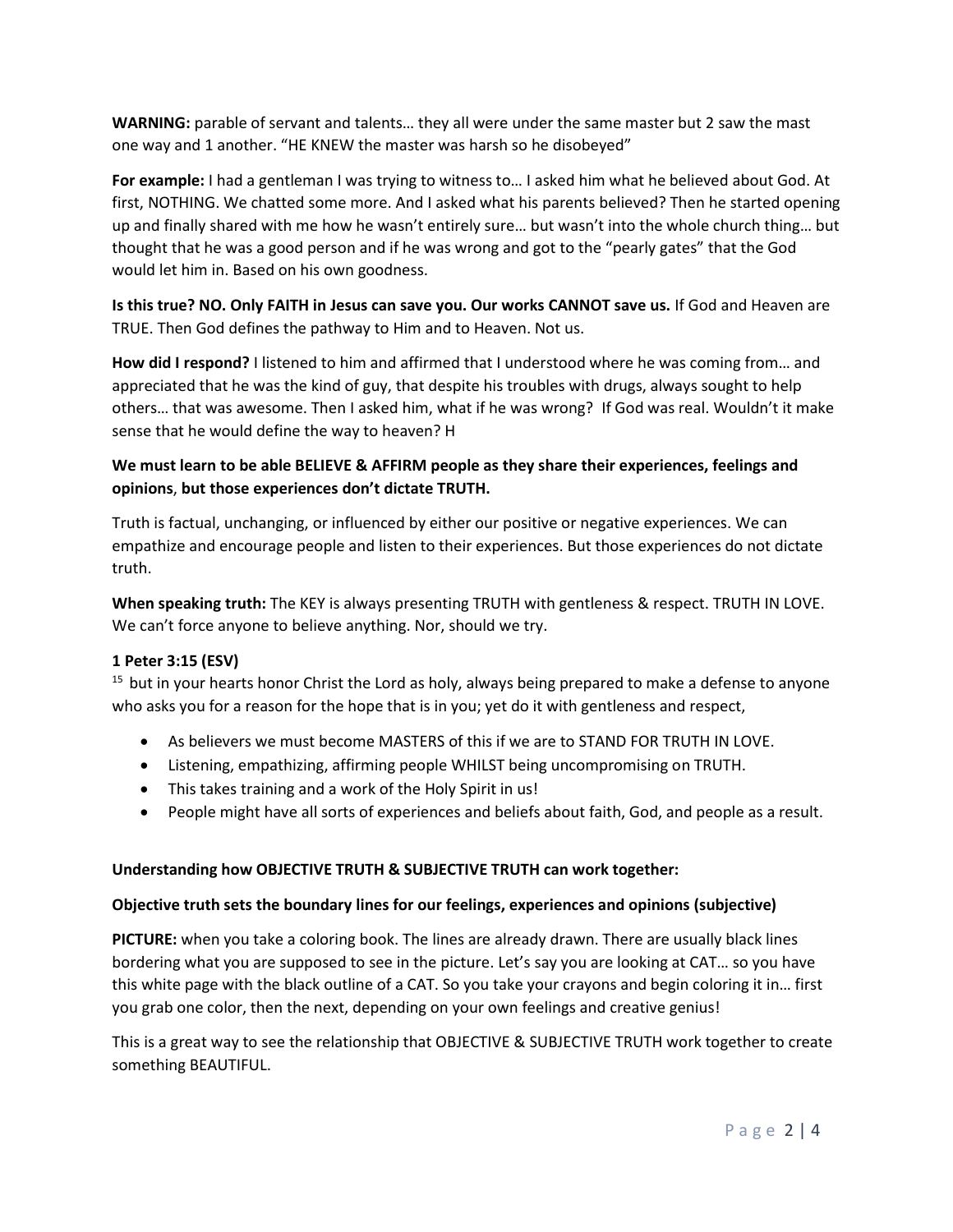**WARNING:** parable of servant and talents… they all were under the same master but 2 saw the mast one way and 1 another. "HE KNEW the master was harsh so he disobeyed"

**For example:** I had a gentleman I was trying to witness to… I asked him what he believed about God. At first, NOTHING. We chatted some more. And I asked what his parents believed? Then he started opening up and finally shared with me how he wasn't entirely sure… but wasn't into the whole church thing… but thought that he was a good person and if he was wrong and got to the "pearly gates" that the God would let him in. Based on his own goodness.

**Is this true? NO. Only FAITH in Jesus can save you. Our works CANNOT save us.** If God and Heaven are TRUE. Then God defines the pathway to Him and to Heaven. Not us.

**How did I respond?** I listened to him and affirmed that I understood where he was coming from… and appreciated that he was the kind of guy, that despite his troubles with drugs, always sought to help others… that was awesome. Then I asked him, what if he was wrong? If God was real. Wouldn't it make sense that he would define the way to heaven? H

**We must learn to be able BELIEVE & AFFIRM people as they share their experiences, feelings and opinions, but those experiences don't dictate TRUTH.**

Truth is factual, unchanging, or influenced by either our positive or negative experiences. We can empathize and encourage people and listen to their experiences. But those experiences do not dictate truth.

**When speaking truth:** The KEY is always presenting TRUTH with gentleness & respect. TRUTH IN LOVE. We can't force anyone to believe anything. Nor, should we try.

**1 Peter 3:15 (ESV)**

15 but in your hearts honor Christ the Lord as holy, always being prepared to make a defense to anyone who asks you for a reason for the hope that is in you; yet do it with gentleness and respect,

- As believers we must become MASTERS of this if we are to STAND FOR TRUTH IN LOVE.
- Listening, empathizing, affirming people WHILST being uncompromising on TRUTH.
- This takes training and a work of the Holy Spirit in us!
- People might have all sorts of experiences and beliefs about faith, God, and people as a result.

**Understanding how OBJECTIVE TRUTH & SUBJECTIVE TRUTH can work together:**

**Objective truth sets the boundary lines for our feelings, experiences and opinions (subjective)**

**PICTURE:** when you take a coloring book. The lines are already drawn. There are usually black lines bordering what you are supposed to see in the picture. Let's say you are looking at CAT… so you have this white page with the black outline of a CAT. So you take your crayons and begin coloring it in… first you grab one color, then the next, depending on your own feelings and creative genius!

This is a great way to see the relationship that OBJECTIVE & SUBJECTIVE TRUTH work together to create something BEAUTIFUL.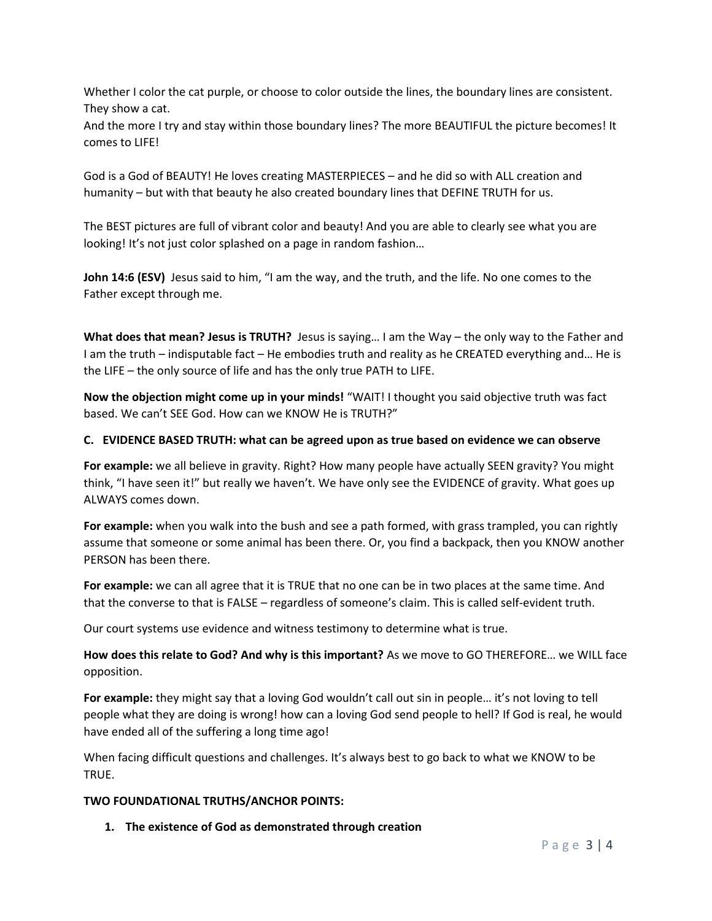Whether I color the cat purple, or choose to color outside the lines, the boundary lines are consistent. They show a cat.
And the more I try and stay within those boundary lines? The more BEAUTIFUL the picture becomes! It comes to LIFE!

God is a God of BEAUTY! He loves creating MASTERPIECES – and he did so with ALL creation and humanity – but with that beauty he also created boundary lines that DEFINE TRUTH for us.

The BEST pictures are full of vibrant color and beauty! And you are able to clearly see what you are looking! It's not just color splashed on a page in random fashion…

**John 14:6 (ESV)** Jesus said to him, "I am the way, and the truth, and the life. No one comes to the Father except through me.

**What does that mean? Jesus is TRUTH?** Jesus is saying… I am the Way – the only way to the Father and I am the truth – indisputable fact – He embodies truth and reality as he CREATED everything and… He is the LIFE – the only source of life and has the only true PATH to LIFE.

**Now the objection might come up in your minds!** "WAIT! I thought you said objective truth was fact based. We can't SEE God. How can we KNOW He is TRUTH?"

**C. EVIDENCE BASED TRUTH: what can be agreed upon as true based on evidence we can observe**

**For example:** we all believe in gravity. Right? How many people have actually SEEN gravity? You might think, "I have seen it!" but really we haven't. We have only see the EVIDENCE of gravity. What goes up ALWAYS comes down.

**For example:** when you walk into the bush and see a path formed, with grass trampled, you can rightly assume that someone or some animal has been there. Or, you find a backpack, then you KNOW another PERSON has been there.

**For example:** we can all agree that it is TRUE that no one can be in two places at the same time. And that the converse to that is FALSE – regardless of someone's claim. This is called self-evident truth.

Our court systems use evidence and witness testimony to determine what is true.

**How does this relate to God? And why is this important?** As we move to GO THEREFORE… we WILL face opposition.

**For example:** they might say that a loving God wouldn't call out sin in people… it's not loving to tell people what they are doing is wrong! how can a loving God send people to hell? If God is real, he would have ended all of the suffering a long time ago!

When facing difficult questions and challenges. It's always best to go back to what we KNOW to be TRUE.

**TWO FOUNDATIONAL TRUTHS/ANCHOR POINTS:**

1. **The existence of God as demonstrated through creation**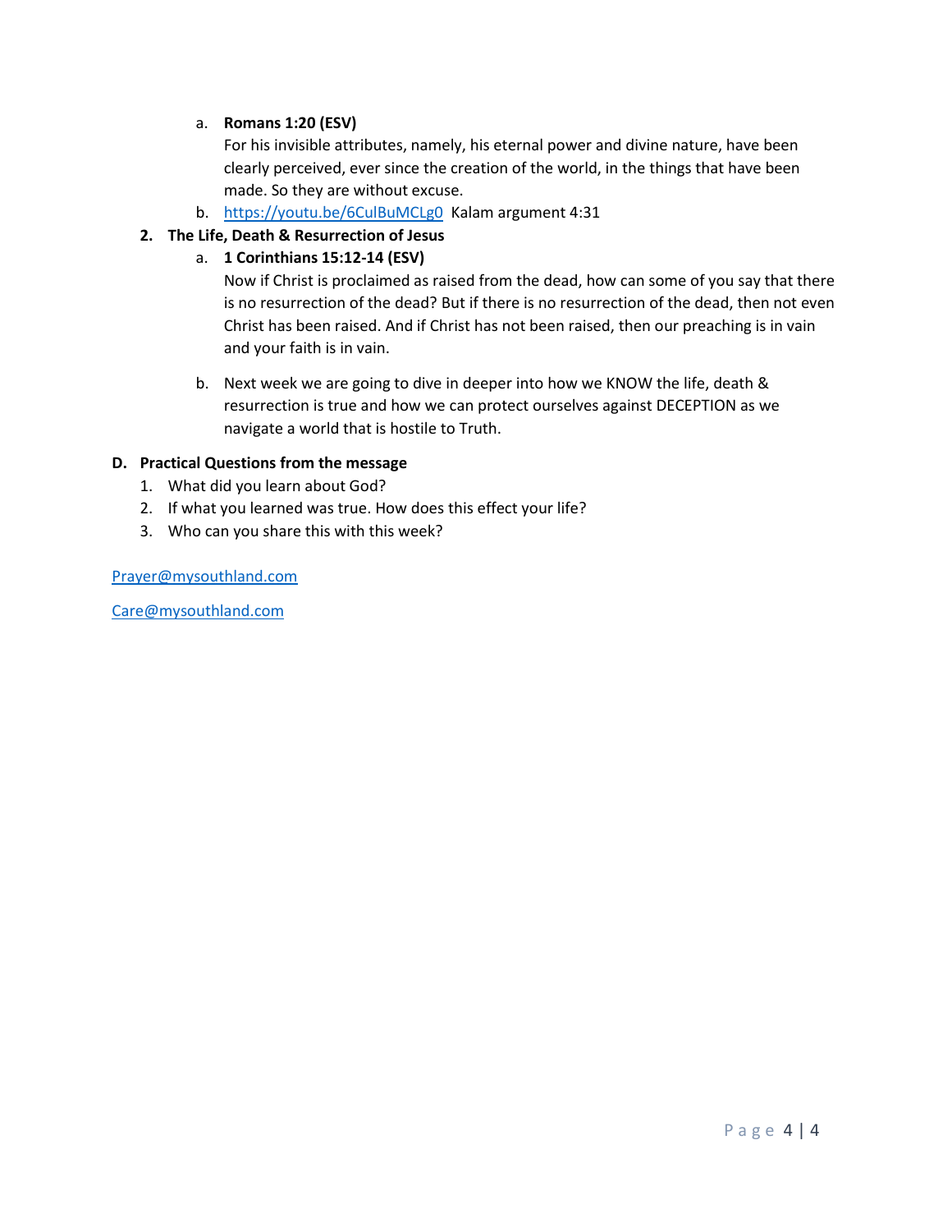a. **Romans 1:20 (ESV)**
   For his invisible attributes, namely, his eternal power and divine nature, have been clearly perceived, ever since the creation of the world, in the things that have been made. So they are without excuse.

b. [https://youtu.be/6CulBuMCLg0](https://youtu.be/6CulBuMCLg0) Kalam argument 4:31

2. **The Life, Death & Resurrection of Jesus**

   a. **1 Corinthians 15:12-14 (ESV)**
      Now if Christ is proclaimed as raised from the dead, how can some of you say that there is no resurrection of the dead? But if there is no resurrection of the dead, then not even Christ has been raised. And if Christ has not been raised, then our preaching is in vain and your faith is in vain.

   b. Next week we are going to dive in deeper into how we KNOW the life, death & resurrection is true and how we can protect ourselves against DECEPTION as we navigate a world that is hostile to Truth.

**D. Practical Questions from the message**

1. What did you learn about God?
2. If what you learned was true. How does this effect your life?
3. Who can you share this with this week?

[Prayer@mysouthland.com](mailto:Prayer@mysouthland.com)

[Care@mysouthland.com](mailto:Care@mysouthland.com)